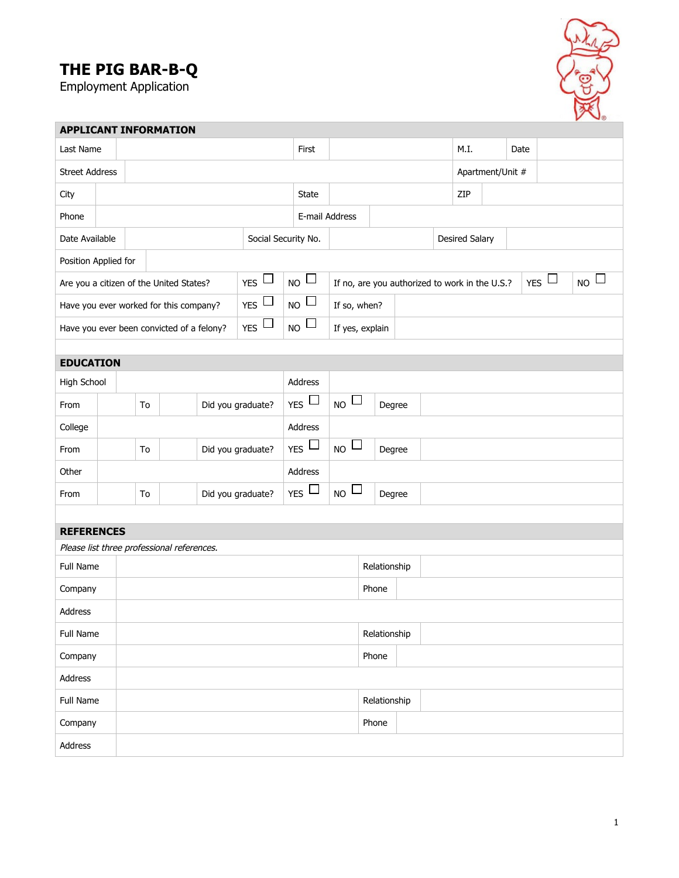# THE PIG BAR-B-Q

Employment Application

## APPLICANT INFORMATION

| Last Name | | First | | M.I. | | Date | |
|---|---|---|---|---|---|---|---|
| Street Address | | | | Apartment/Unit # | | | |
| City | | State | | ZIP | | | |
| Phone | | E-mail Address | | | | | |
| Date Available | | Social Security No. | | Desired Salary | | | |
| Position Applied for | | | | | | | |

| | | | | | | |
|---|---|---|---|---|---|---|
| Are you a citizen of the United States? | YES ☐ | NO ☐ | If no, are you authorized to work in the U.S.? | YES ☐ | NO ☐ |
| Have you ever worked for this company? | YES ☐ | NO ☐ | If so, when? | | |
| Have you ever been convicted of a felony? | YES ☐ | NO ☐ | If yes, explain | | |

## EDUCATION

| | | | | | | | | |
|---|---|---|---|---|---|---|---|---|
| High School | | | | Address | | | | |
| From | | To | | Did you graduate? | YES ☐ | NO ☐ | Degree | |
| College | | | | Address | | | | |
| From | | To | | Did you graduate? | YES ☐ | NO ☐ | Degree | |
| Other | | | | Address | | | | |
| From | | To | | Did you graduate? | YES ☐ | NO ☐ | Degree | |

## REFERENCES

*Please list three professional references.*

| | | | |
|---|---|---|---|
| Full Name | | Relationship | |
| Company | | Phone | |
| Address | | | |
| Full Name | | Relationship | |
| Company | | Phone | |
| Address | | | |
| Full Name | | Relationship | |
| Company | | Phone | |
| Address | | | |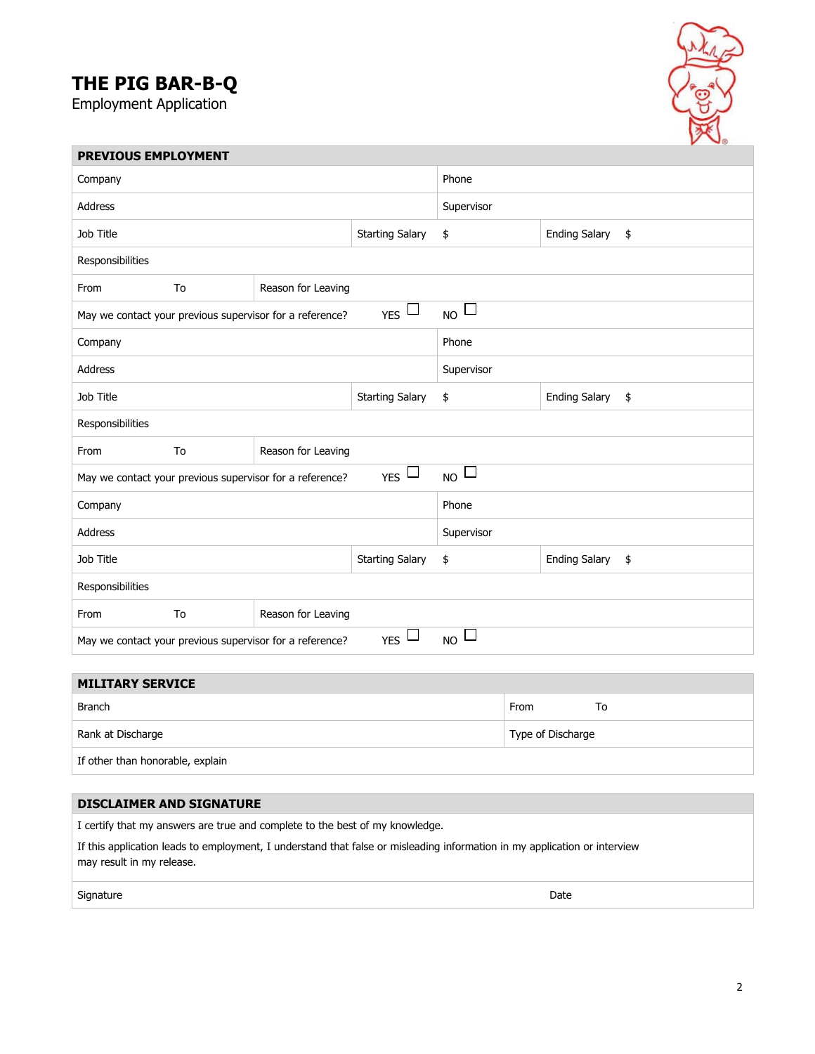# THE PIG BAR-B-Q

Employment Application

## PREVIOUS EMPLOYMENT

| | | | | | |
|---|---|---|---|---|---|
| Company | | | Phone | | |
| Address | | | Supervisor | | |
| Job Title | | Starting Salary | $ | Ending Salary | $ |
| Responsibilities | | | | | |
| From | To | Reason for Leaving | | | |
| May we contact your previous supervisor for a reference? | | YES ☐ | NO ☐ | | |
| Company | | | Phone | | |
| Address | | | Supervisor | | |
| Job Title | | Starting Salary | $ | Ending Salary | $ |
| Responsibilities | | | | | |
| From | To | Reason for Leaving | | | |
| May we contact your previous supervisor for a reference? | | YES ☐ | NO ☐ | | |
| Company | | | Phone | | |
| Address | | | Supervisor | | |
| Job Title | | Starting Salary | $ | Ending Salary | $ |
| Responsibilities | | | | | |
| From | To | Reason for Leaving | | | |
| May we contact your previous supervisor for a reference? | | YES ☐ | NO ☐ | | |

## MILITARY SERVICE

| | | |
|---|---|---|
| Branch | From | To |
| Rank at Discharge | Type of Discharge | |
| If other than honorable, explain | | |

## DISCLAIMER AND SIGNATURE

I certify that my answers are true and complete to the best of my knowledge.

If this application leads to employment, I understand that false or misleading information in my application or interview may result in my release.

| | |
|---|---|
| Signature | Date |